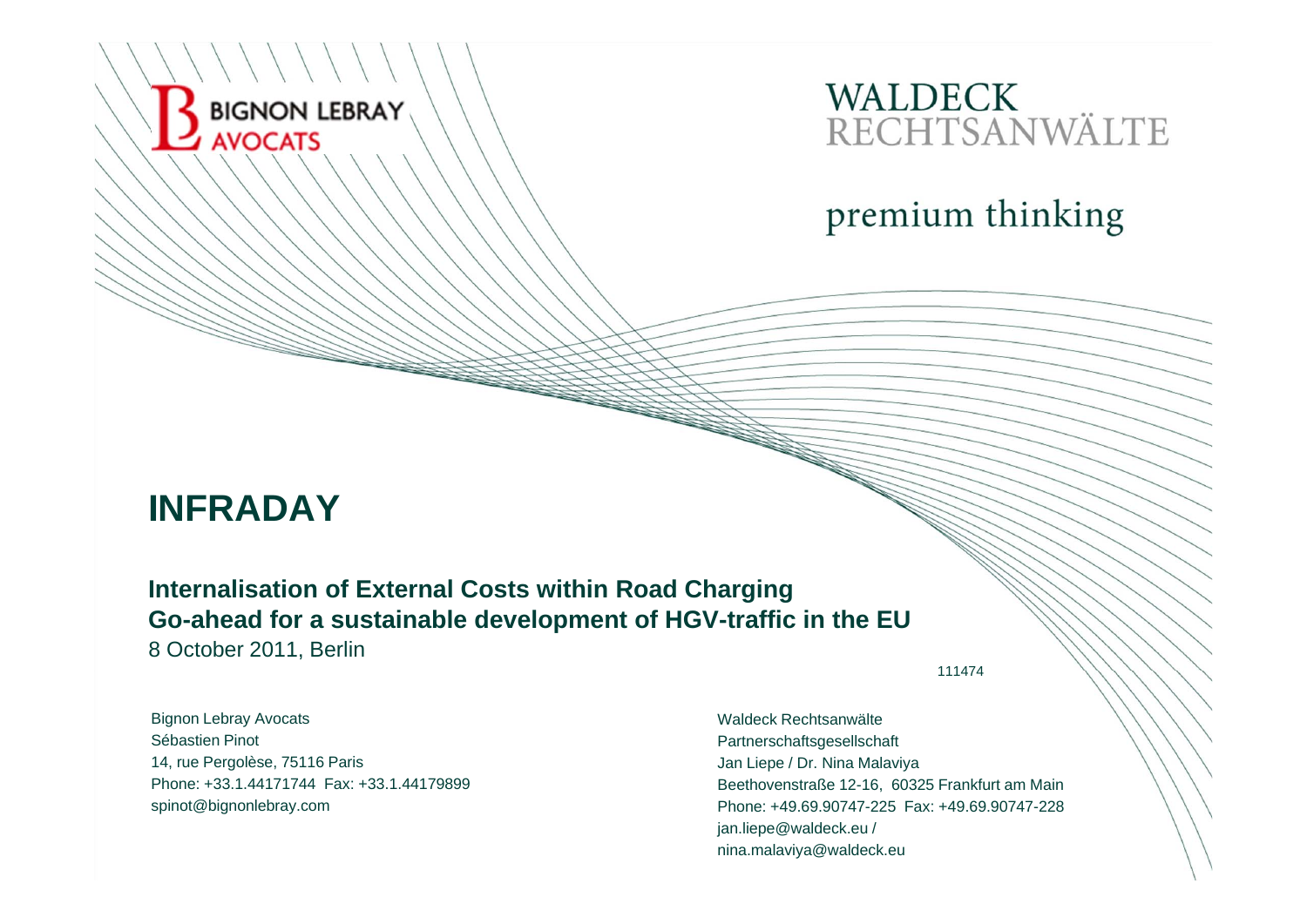BIGNON LEBRAY AVOCATS

WALDECK RECHTSANWÄLTE

premium thinking

# INFRADAY

## Internalisation of External Costs within Road Charging
## Go-ahead for a sustainable development of HGV-traffic in the EU

8 October 2011, Berlin

111474

Bignon Lebray Avocats
Sébastien Pinot
14, rue Pergolèse, 75116 Paris
Phone: +33.1.44171744 Fax: +33.1.44179899
spinot@bignonlebray.com

Waldeck Rechtsanwälte
Partnerschaftsgesellschaft
Jan Liepe / Dr. Nina Malaviya
Beethovenstraße 12-16, 60325 Frankfurt am Main
Phone: +49.69.90747-225 Fax: +49.69.90747-228
jan.liepe@waldeck.eu /
nina.malaviya@waldeck.eu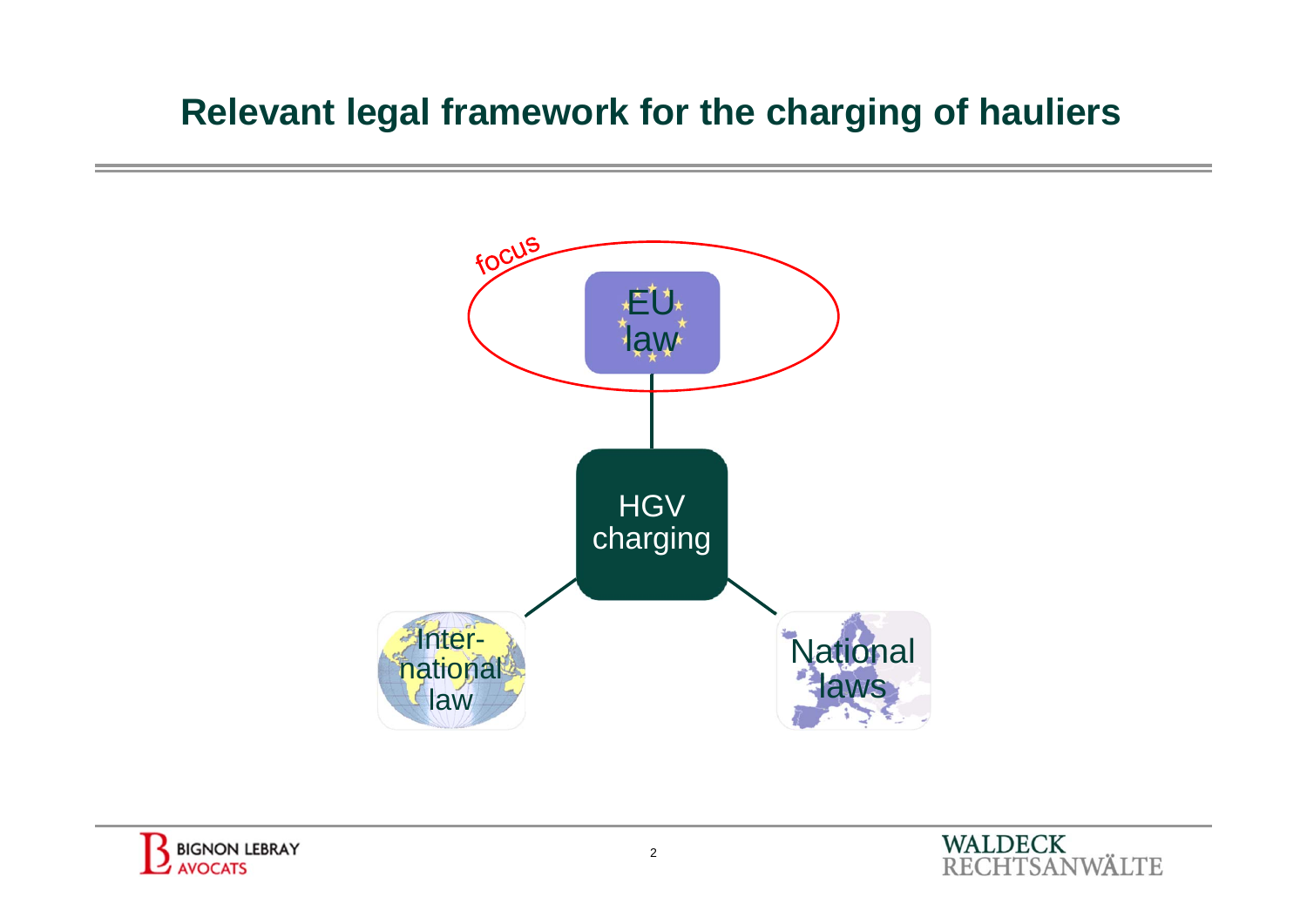## Relevant legal framework for the charging of hauliers

focus

EU law

HGV charging

Inter-national law

National laws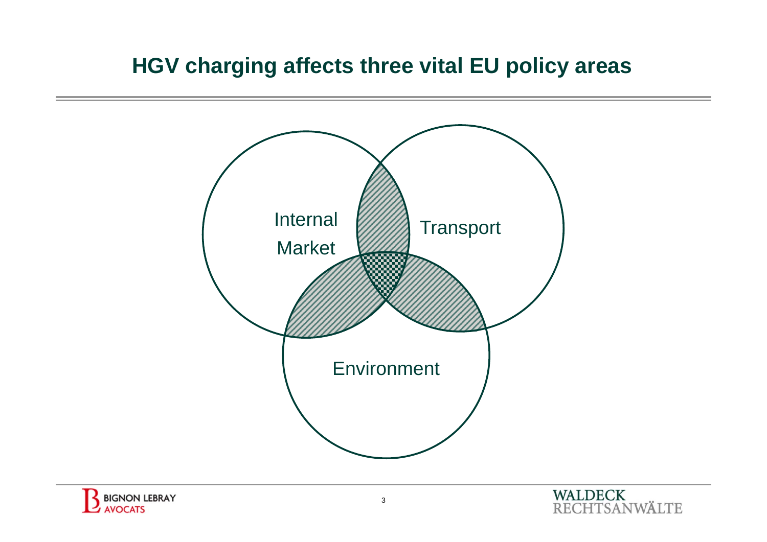# HGV charging affects three vital EU policy areas

Internal Market

Transport

Environment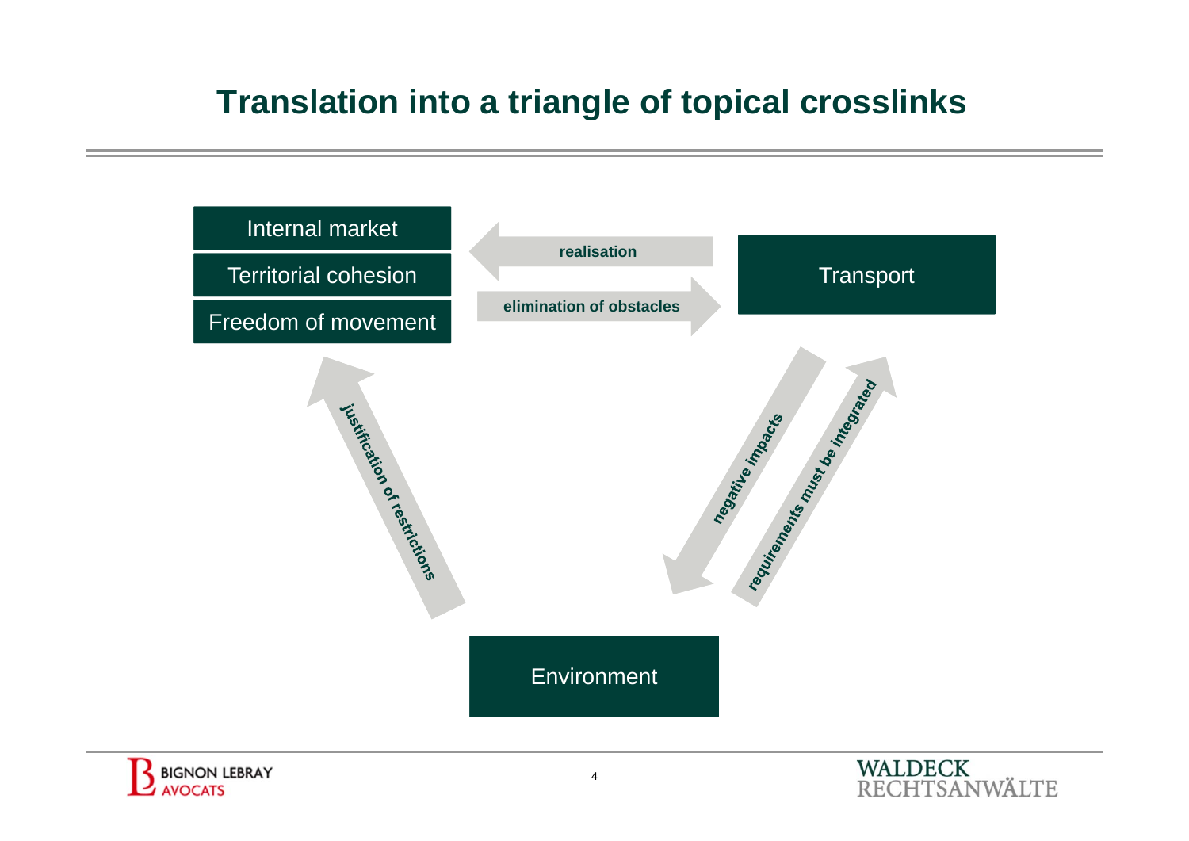# Translation into a triangle of topical crosslinks

Internal market

Territorial cohesion

Freedom of movement

realisation

elimination of obstacles

Transport

justification of restrictions

negative impacts

requirements must be integrated

Environment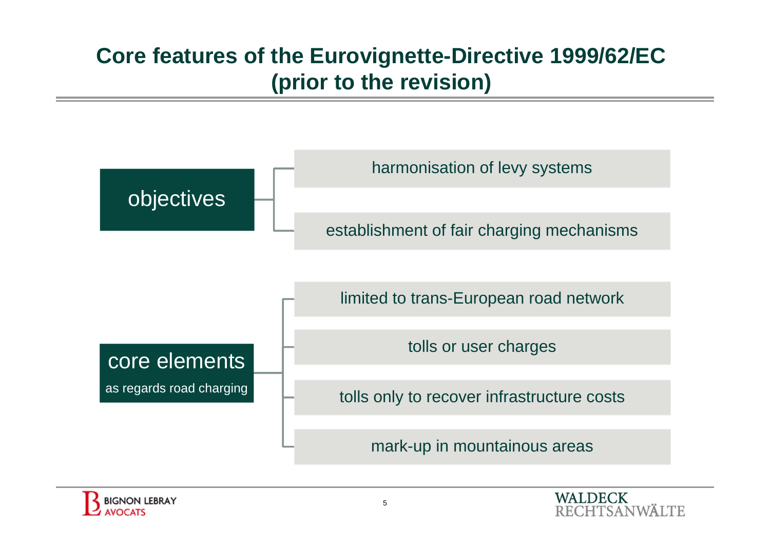# Core features of the Eurovignette-Directive 1999/62/EC (prior to the revision)

**objectives**

- harmonisation of levy systems
- establishment of fair charging mechanisms

**core elements**
as regards road charging

- limited to trans-European road network
- tolls or user charges
- tolls only to recover infrastructure costs
- mark-up in mountainous areas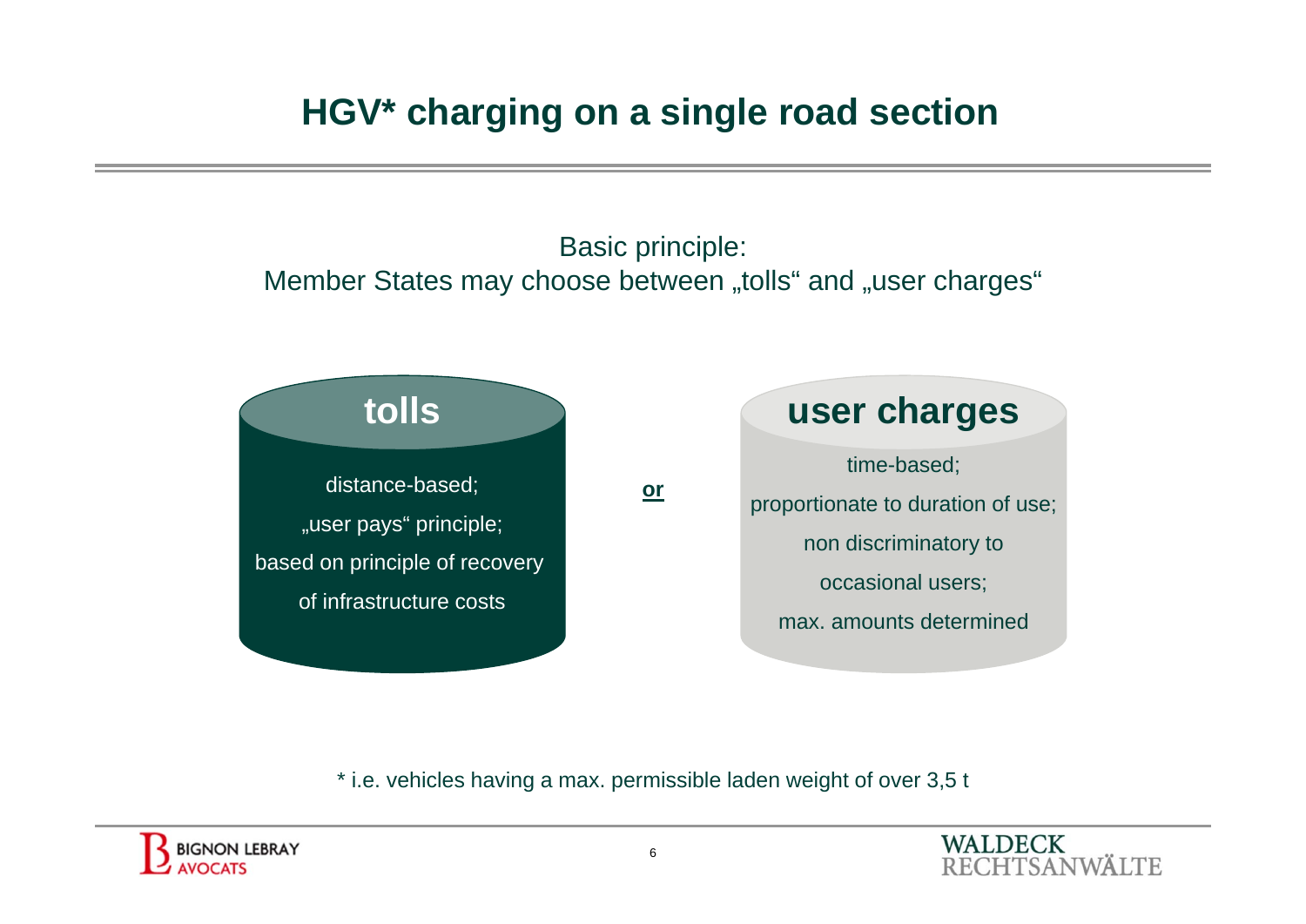# HGV* charging on a single road section

Basic principle:
Member States may choose between „tolls“ and „user charges“

## tolls

distance-based;

„user pays“ principle;

based on principle of recovery of infrastructure costs

**or**

## user charges

time-based;

proportionate to duration of use;

non discriminatory to occasional users;

max. amounts determined

* i.e. vehicles having a max. permissible laden weight of over 3,5 t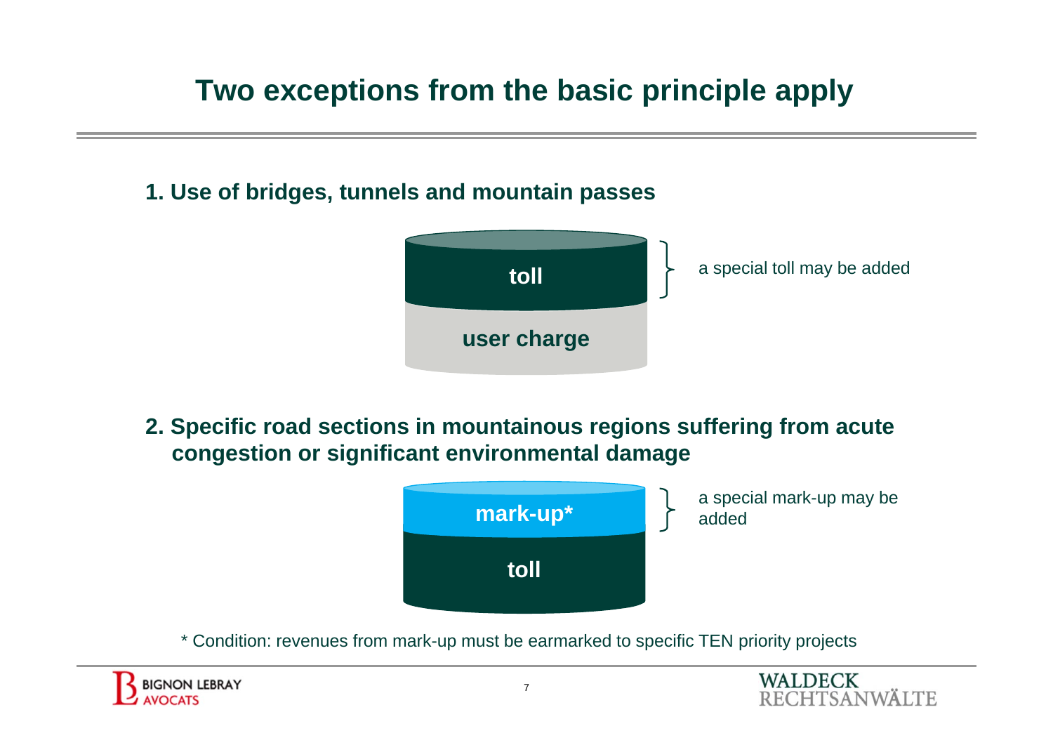# Two exceptions from the basic principle apply

**1. Use of bridges, tunnels and mountain passes**

**toll**

**user charge**

a special toll may be added

**2. Specific road sections in mountainous regions suffering from acute congestion or significant environmental damage**

**mark-up***

**toll**

a special mark-up may be added

* Condition: revenues from mark-up must be earmarked to specific TEN priority projects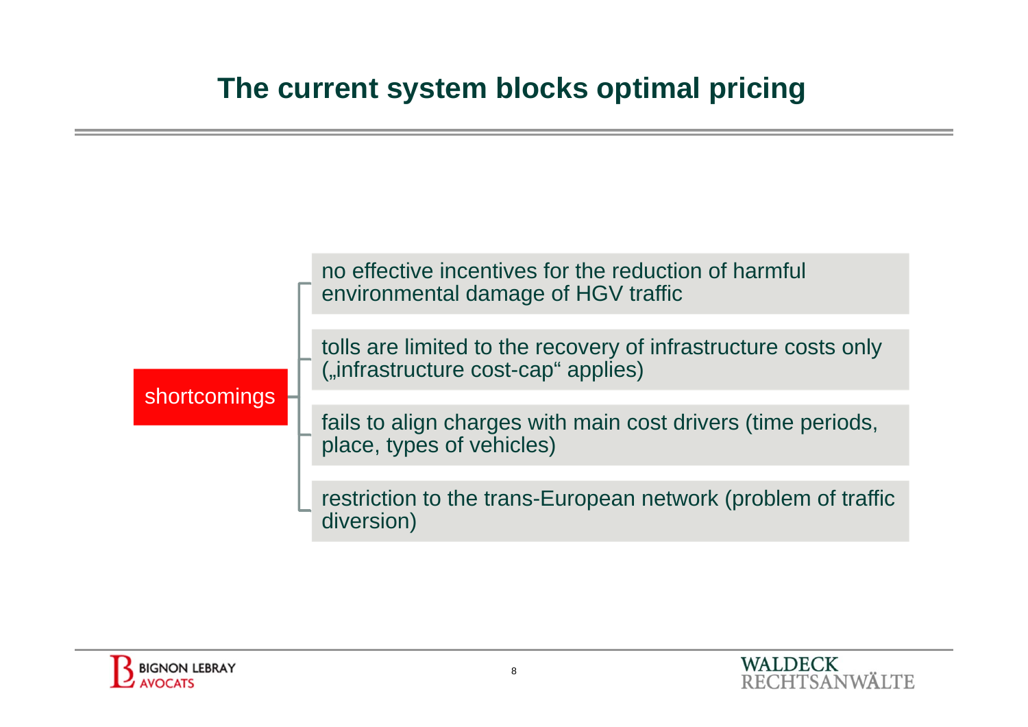# The current system blocks optimal pricing

**shortcomings**

- no effective incentives for the reduction of harmful environmental damage of HGV traffic
- tolls are limited to the recovery of infrastructure costs only („infrastructure cost-cap“ applies)
- fails to align charges with main cost drivers (time periods, place, types of vehicles)
- restriction to the trans-European network (problem of traffic diversion)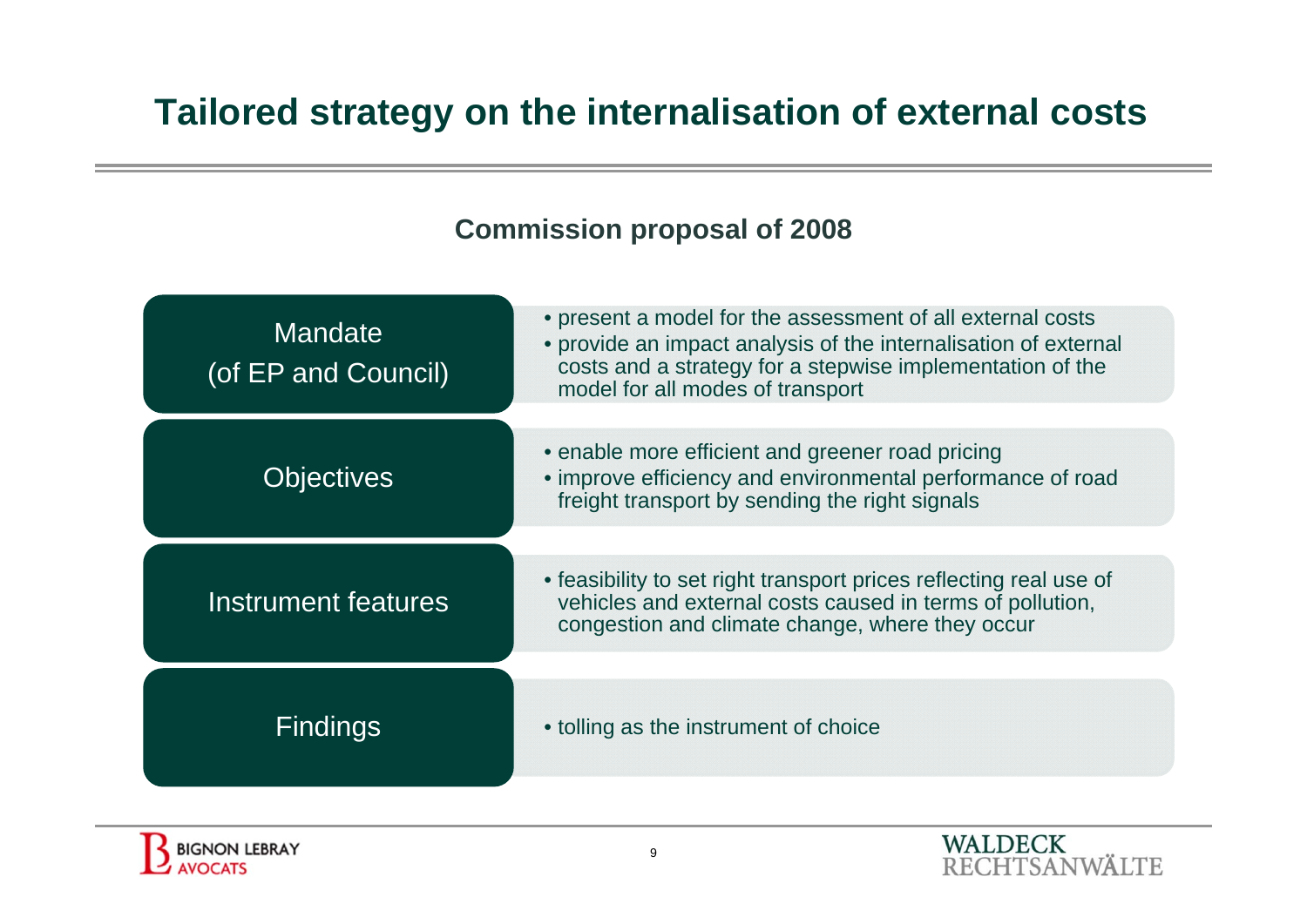# Tailored strategy on the internalisation of external costs

## Commission proposal of 2008

| | |
|---|---|
| Mandate (of EP and Council) | • present a model for the assessment of all external costs<br>• provide an impact analysis of the internalisation of external costs and a strategy for a stepwise implementation of the model for all modes of transport |
| Objectives | • enable more efficient and greener road pricing<br>• improve efficiency and environmental performance of road freight transport by sending the right signals |
| Instrument features | • feasibility to set right transport prices reflecting real use of vehicles and external costs caused in terms of pollution, congestion and climate change, where they occur |
| Findings | • tolling as the instrument of choice |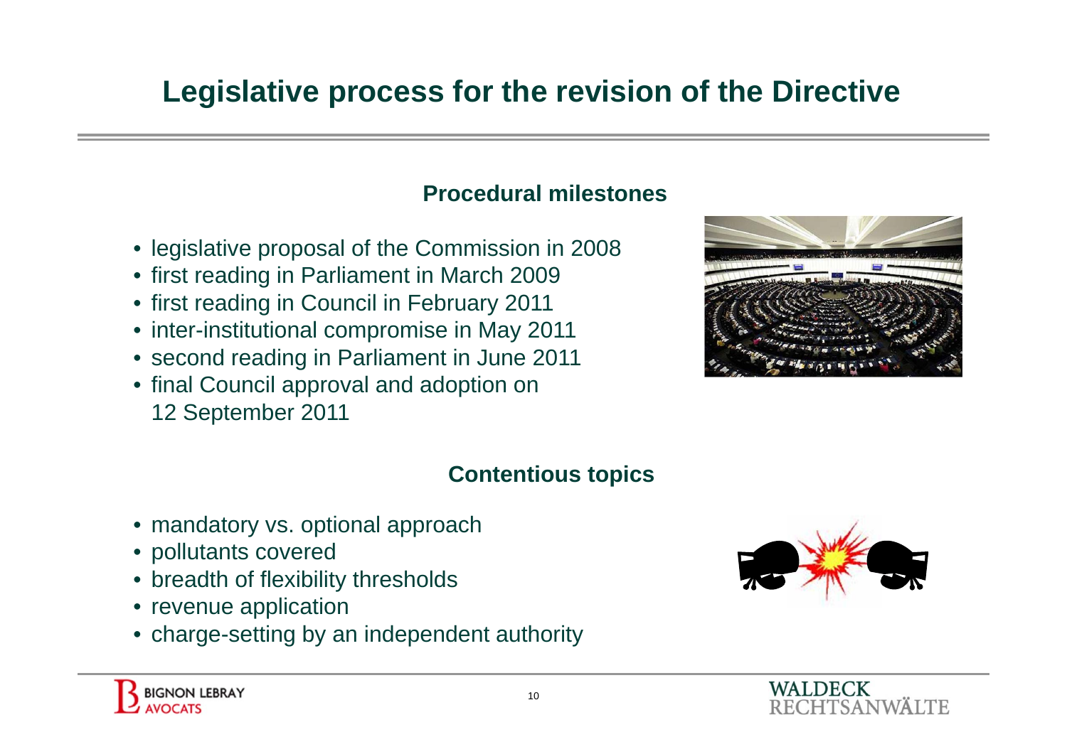# Legislative process for the revision of the Directive

### Procedural milestones

- legislative proposal of the Commission in 2008
- first reading in Parliament in March 2009
- first reading in Council in February 2011
- inter-institutional compromise in May 2011
- second reading in Parliament in June 2011
- final Council approval and adoption on 12 September 2011

### Contentious topics

- mandatory vs. optional approach
- pollutants covered
- breadth of flexibility thresholds
- revenue application
- charge-setting by an independent authority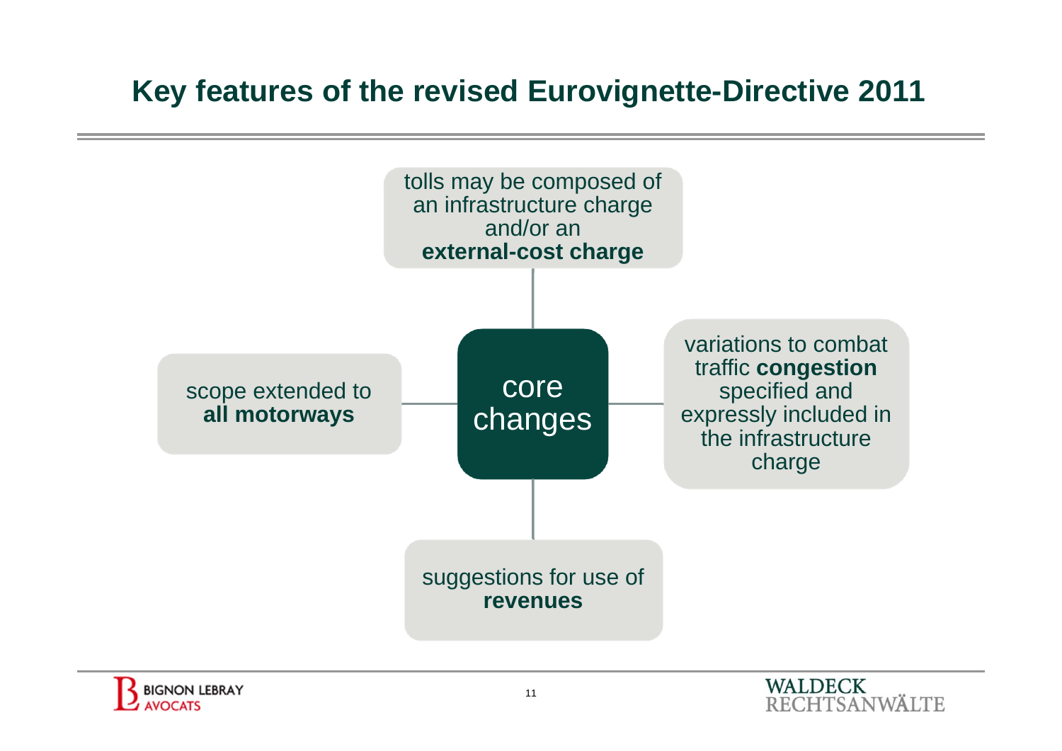# Key features of the revised Eurovignette-Directive 2011

**core changes**

- tolls may be composed of an infrastructure charge and/or an **external-cost charge**
- scope extended to **all motorways**
- variations to combat traffic **congestion** specified and expressly included in the infrastructure charge
- suggestions for use of **revenues**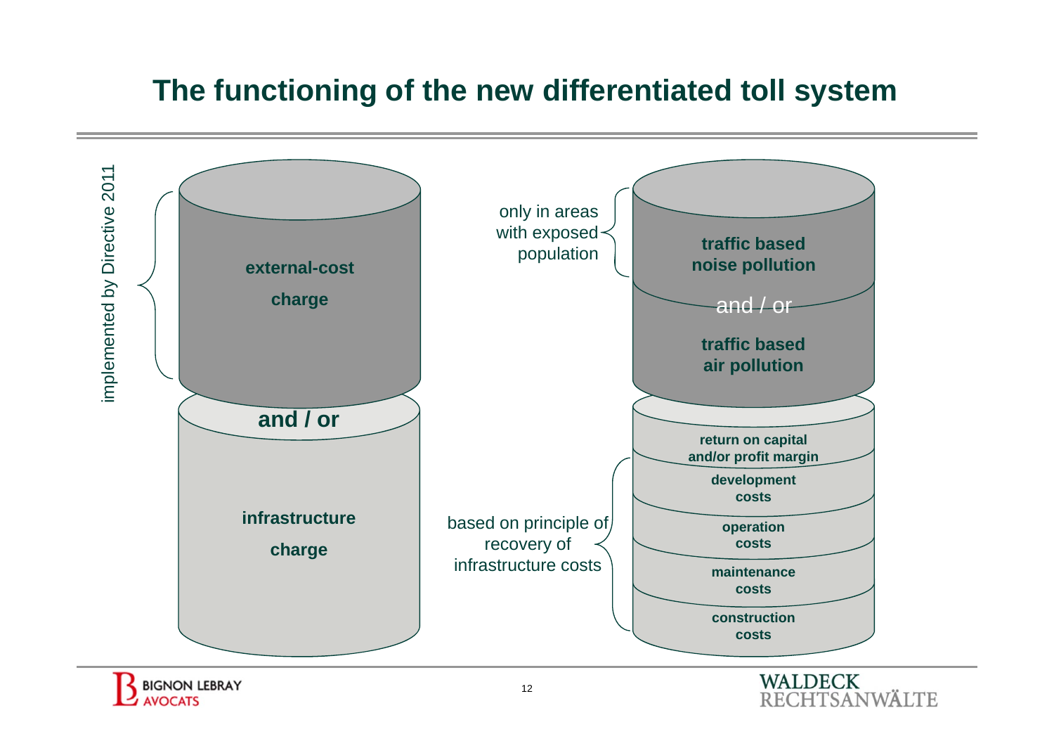# The functioning of the new differentiated toll system

implemented by Directive 2011

**external-cost charge**

**and / or**

**infrastructure charge**

only in areas with exposed population

**traffic based noise pollution**

and / or

**traffic based air pollution**

**return on capital and/or profit margin**

based on principle of recovery of infrastructure costs

**development costs**

**operation costs**

**maintenance costs**

**construction costs**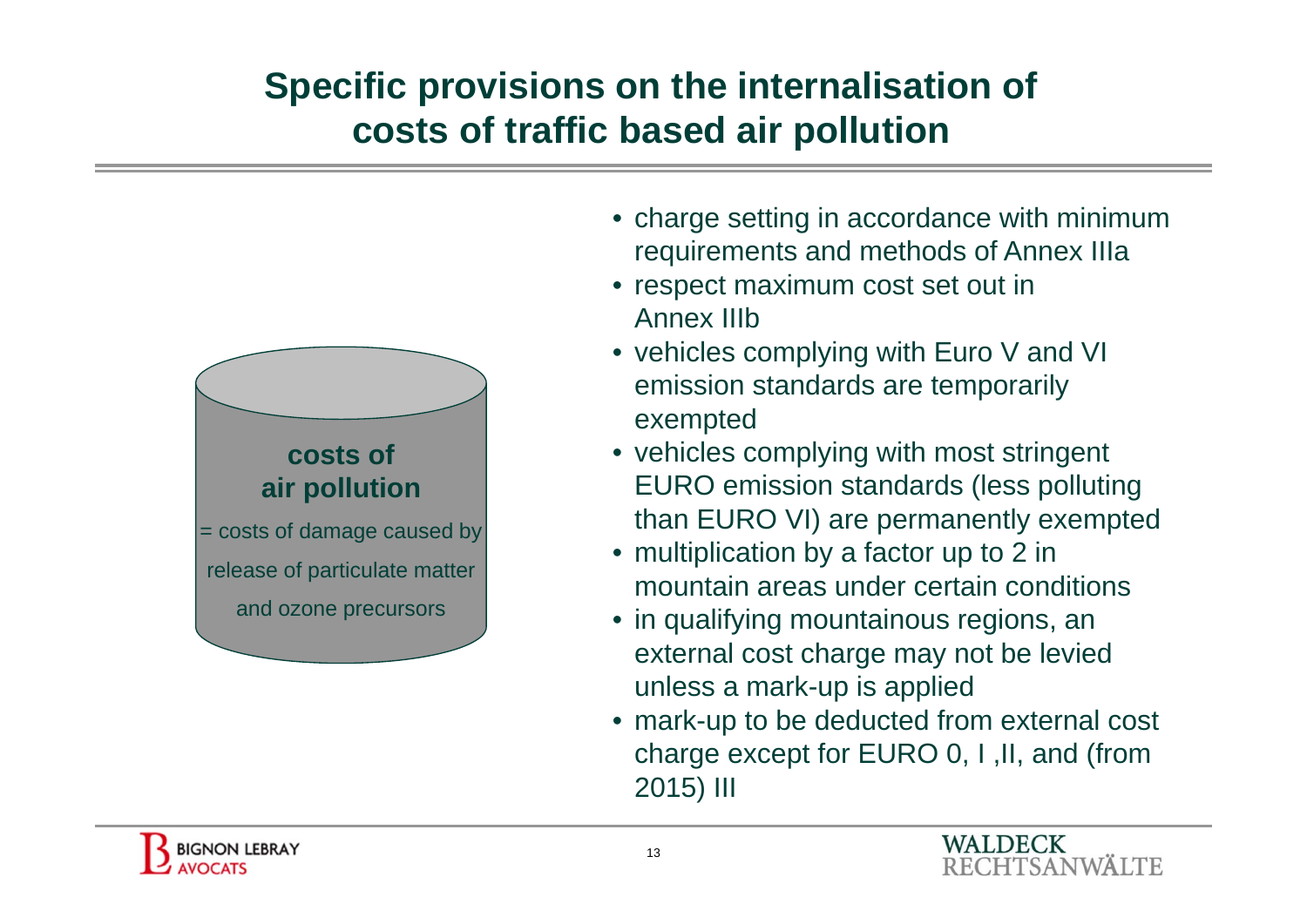# Specific provisions on the internalisation of costs of traffic based air pollution

**costs of air pollution**

= costs of damage caused by release of particulate matter and ozone precursors

- charge setting in accordance with minimum requirements and methods of Annex IIIa
- respect maximum cost set out in Annex IIIb
- vehicles complying with Euro V and VI emission standards are temporarily exempted
- vehicles complying with most stringent EURO emission standards (less polluting than EURO VI) are permanently exempted
- multiplication by a factor up to 2 in mountain areas under certain conditions
- in qualifying mountainous regions, an external cost charge may not be levied unless a mark-up is applied
- mark-up to be deducted from external cost charge except for EURO 0, I ,II, and (from 2015) III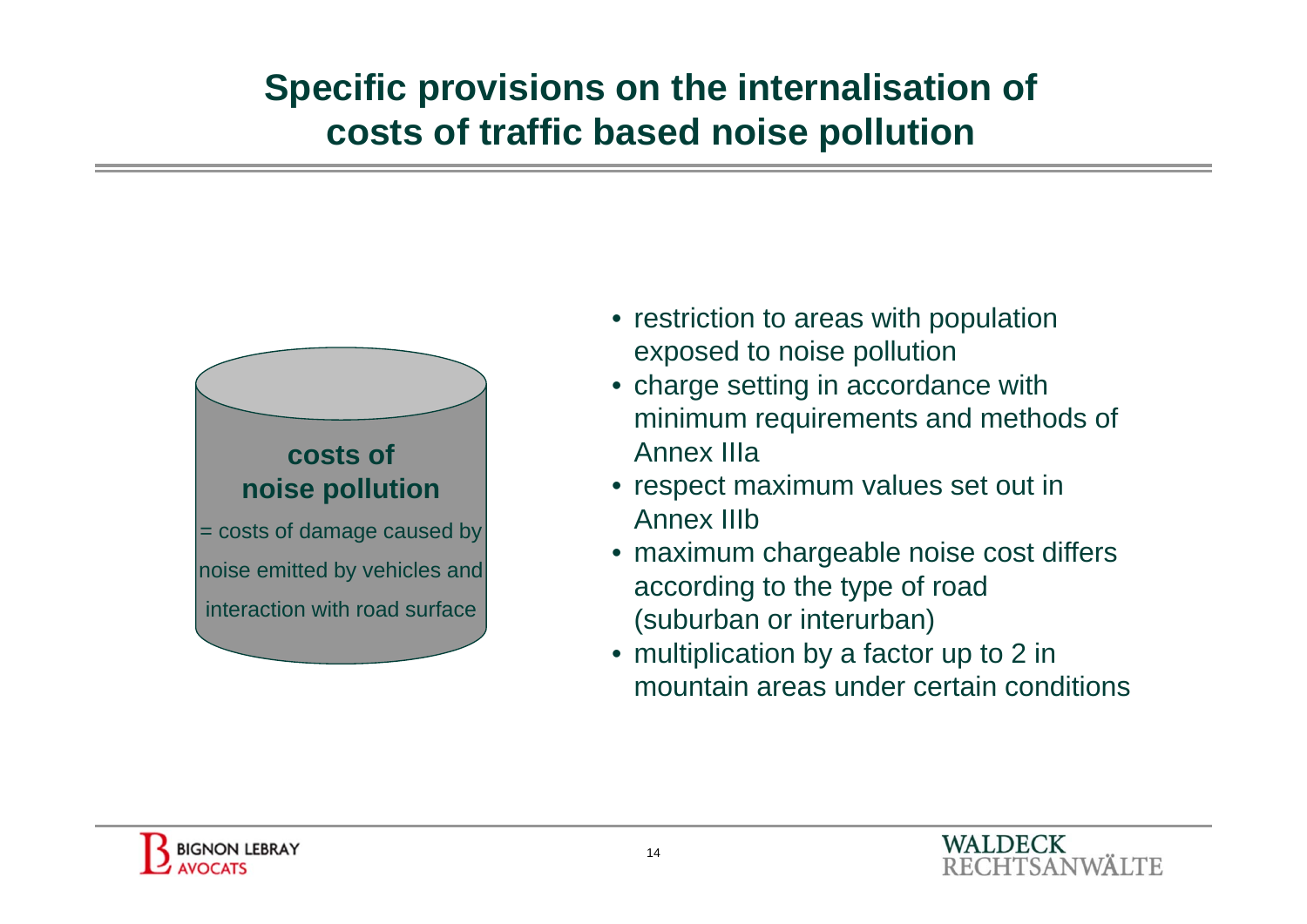# Specific provisions on the internalisation of costs of traffic based noise pollution

**costs of noise pollution**

= costs of damage caused by noise emitted by vehicles and interaction with road surface

- restriction to areas with population exposed to noise pollution
- charge setting in accordance with minimum requirements and methods of Annex IIIa
- respect maximum values set out in Annex IIIb
- maximum chargeable noise cost differs according to the type of road (suburban or interurban)
- multiplication by a factor up to 2 in mountain areas under certain conditions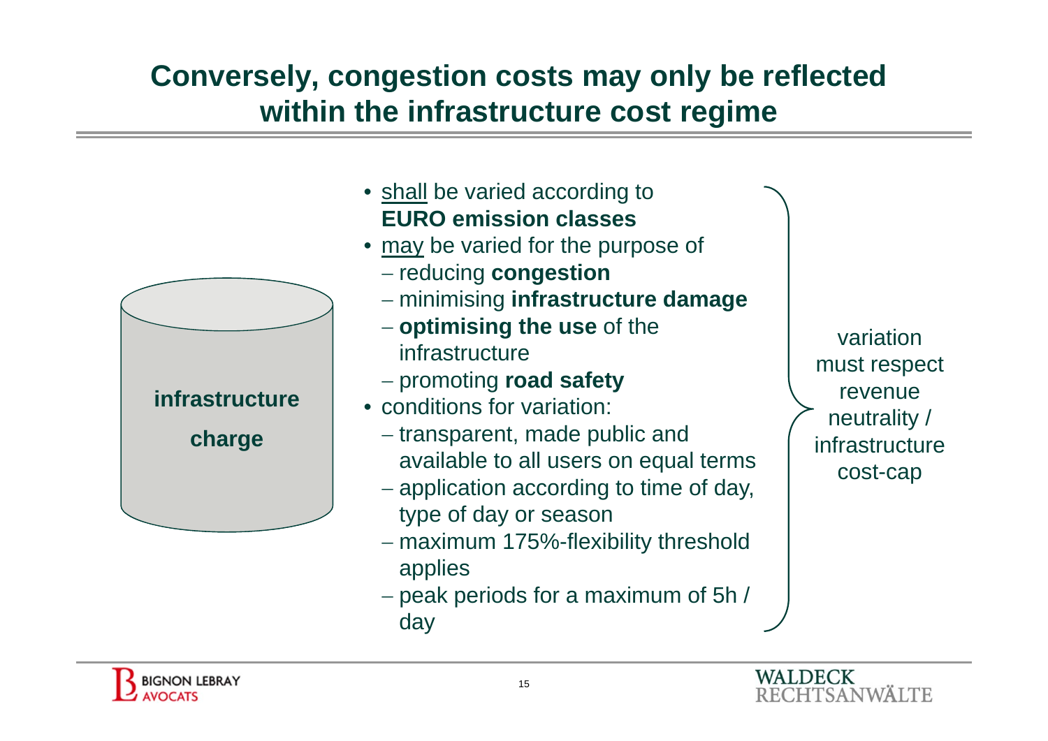# Conversely, congestion costs may only be reflected within the infrastructure cost regime

**infrastructure charge**

- shall be varied according to **EURO emission classes**
- may be varied for the purpose of
  - reducing **congestion**
  - minimising **infrastructure damage**
  - **optimising the use** of the infrastructure
  - promoting **road safety**
- conditions for variation:
  - transparent, made public and available to all users on equal terms
  - application according to time of day, type of day or season
  - maximum 175%-flexibility threshold applies
  - peak periods for a maximum of 5h / day

variation must respect revenue neutrality / infrastructure cost-cap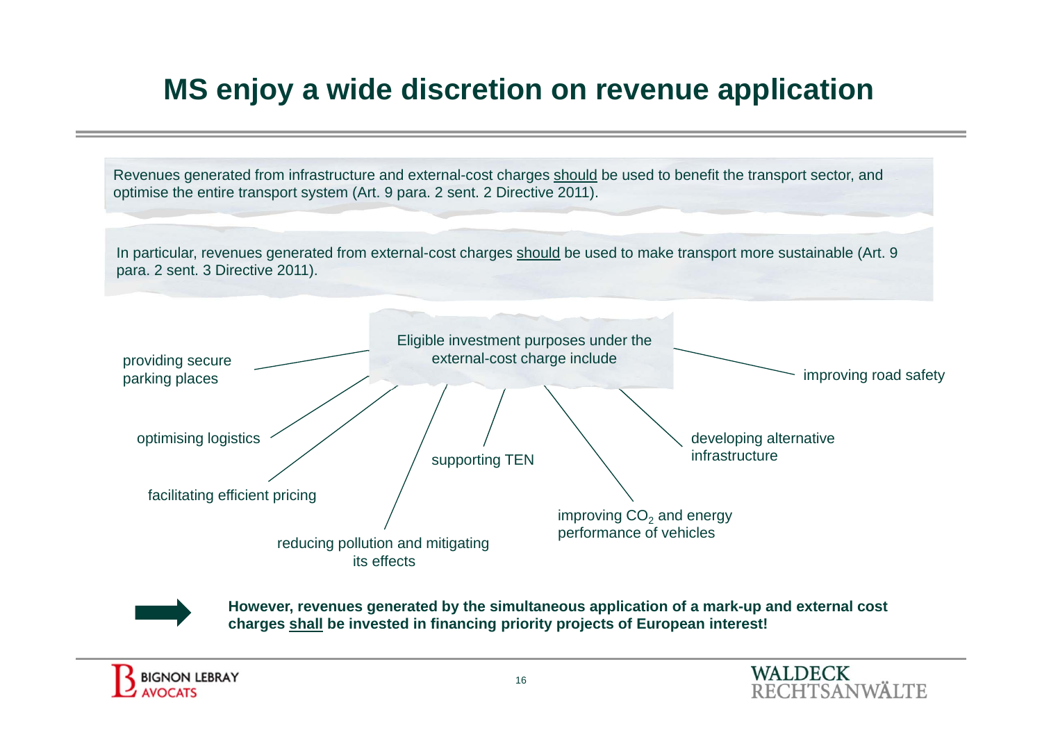# MS enjoy a wide discretion on revenue application

Revenues generated from infrastructure and external-cost charges <u>should</u> be used to benefit the transport sector, and optimise the entire transport system (Art. 9 para. 2 sent. 2 Directive 2011).

In particular, revenues generated from external-cost charges <u>should</u> be used to make transport more sustainable (Art. 9 para. 2 sent. 3 Directive 2011).

Eligible investment purposes under the external-cost charge include

- providing secure parking places
- optimising logistics
- facilitating efficient pricing
- reducing pollution and mitigating its effects
- supporting TEN
- improving $CO_2$ and energy performance of vehicles
- developing alternative infrastructure
- improving road safety

**However, revenues generated by the simultaneous application of a mark-up and external cost charges <u>shall</u> be invested in financing priority projects of European interest!**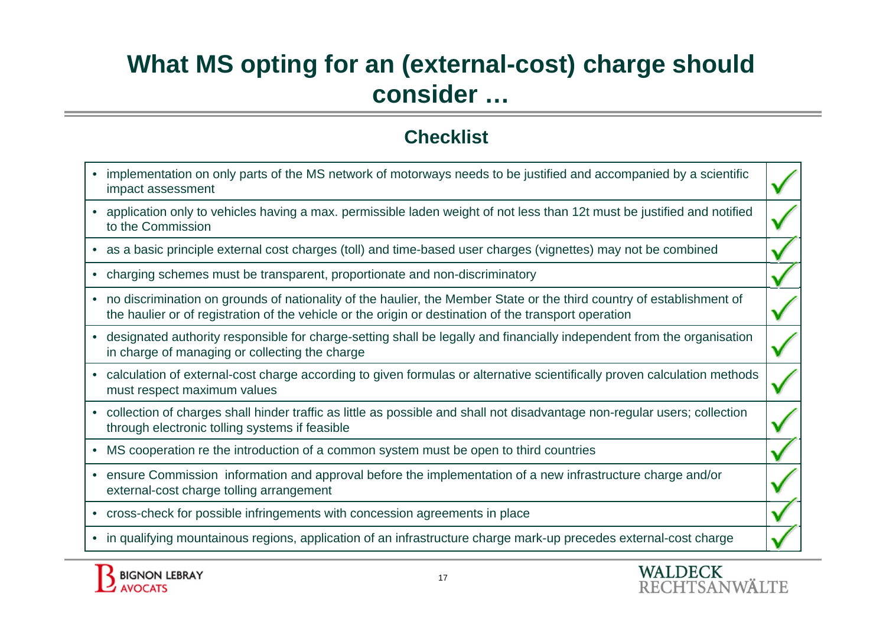# What MS opting for an (external-cost) charge should consider …

## Checklist

| Item | |
|---|---|
| implementation on only parts of the MS network of motorways needs to be justified and accompanied by a scientific impact assessment | ✓ |
| application only to vehicles having a max. permissible laden weight of not less than 12t must be justified and notified to the Commission | ✓ |
| as a basic principle external cost charges (toll) and time-based user charges (vignettes) may not be combined | ✓ |
| charging schemes must be transparent, proportionate and non-discriminatory | ✓ |
| no discrimination on grounds of nationality of the haulier, the Member State or the third country of establishment of the haulier or of registration of the vehicle or the origin or destination of the transport operation | ✓ |
| designated authority responsible for charge-setting shall be legally and financially independent from the organisation in charge of managing or collecting the charge | ✓ |
| calculation of external-cost charge according to given formulas or alternative scientifically proven calculation methods must respect maximum values | ✓ |
| collection of charges shall hinder traffic as little as possible and shall not disadvantage non-regular users; collection through electronic tolling systems if feasible | ✓ |
| MS cooperation re the introduction of a common system must be open to third countries | ✓ |
| ensure Commission information and approval before the implementation of a new infrastructure charge and/or external-cost charge tolling arrangement | ✓ |
| cross-check for possible infringements with concession agreements in place | ✓ |
| in qualifying mountainous regions, application of an infrastructure charge mark-up precedes external-cost charge | ✓ |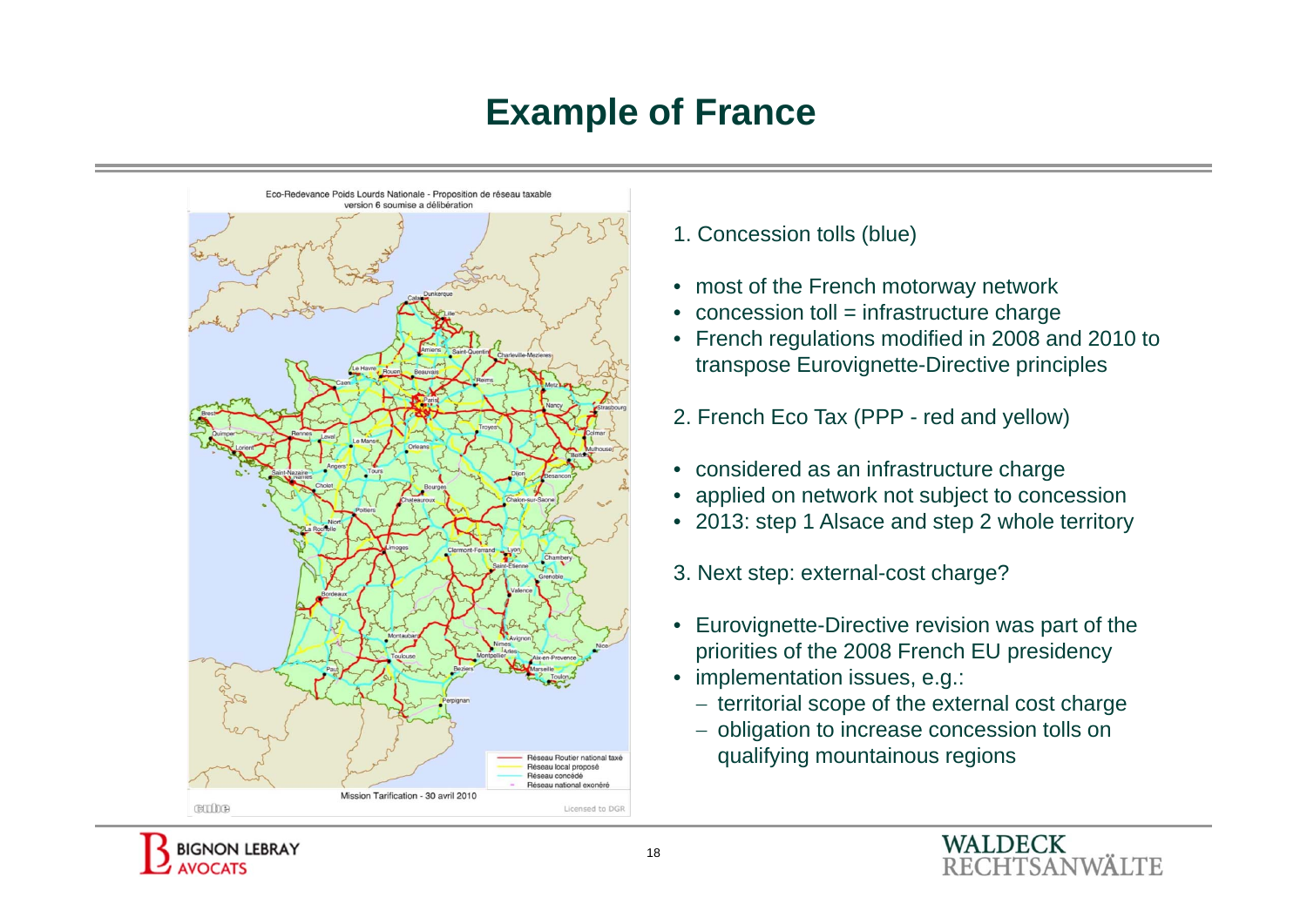# Example of France

Eco-Redevance Poids Lourds Nationale - Proposition de réseau taxable
version 6 soumise a délibération

Réseau Routier national taxé
Réseau local proposé
Réseau concédé
Réseau national exonéré

Mission Tarification - 30 avril 2010

1. Concession tolls (blue)

- most of the French motorway network
- concession toll = infrastructure charge
- French regulations modified in 2008 and 2010 to transpose Eurovignette-Directive principles

2. French Eco Tax (PPP - red and yellow)

- considered as an infrastructure charge
- applied on network not subject to concession
- 2013: step 1 Alsace and step 2 whole territory

3. Next step: external-cost charge?

- Eurovignette-Directive revision was part of the priorities of the 2008 French EU presidency
- implementation issues, e.g.:
  - territorial scope of the external cost charge
  - obligation to increase concession tolls on qualifying mountainous regions